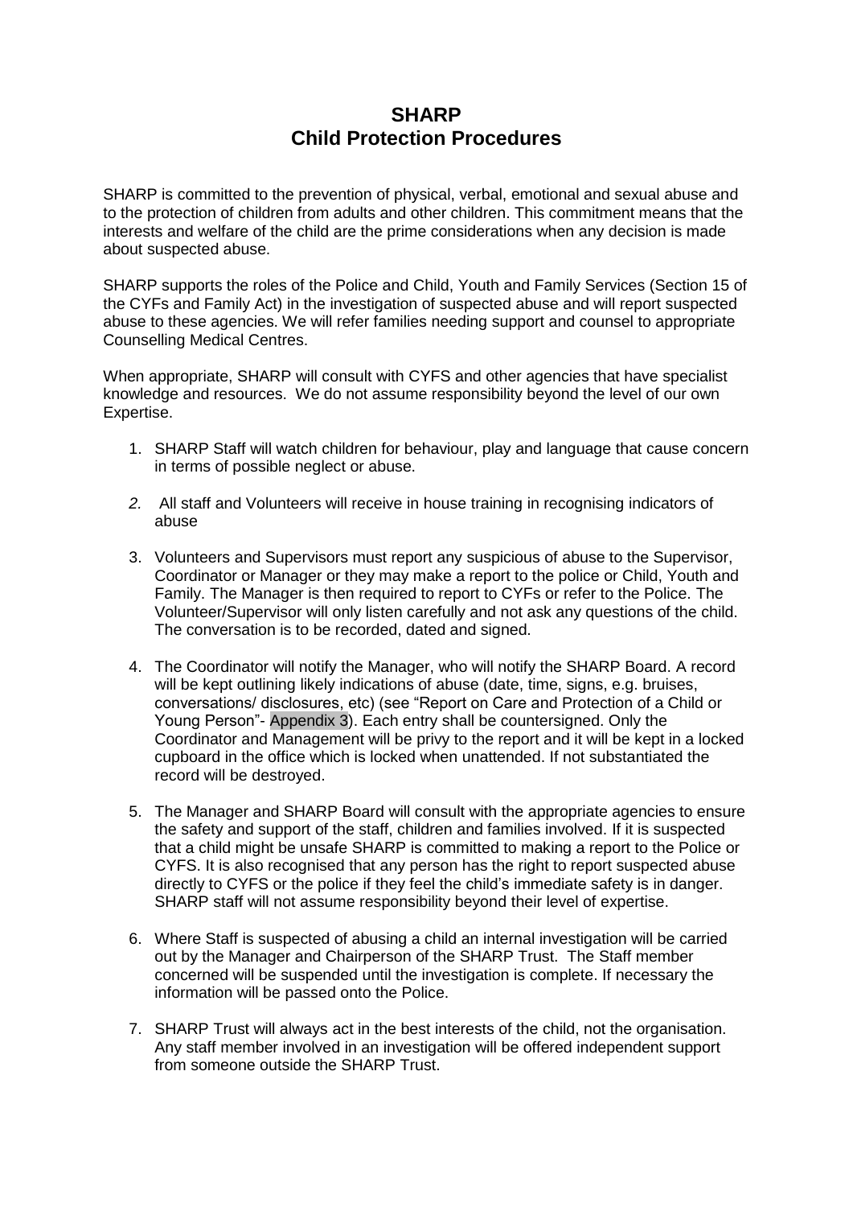# SHARP
# Child Protection Procedures

SHARP is committed to the prevention of physical, verbal, emotional and sexual abuse and to the protection of children from adults and other children. This commitment means that the interests and welfare of the child are the prime considerations when any decision is made about suspected abuse.

SHARP supports the roles of the Police and Child, Youth and Family Services (Section 15 of the CYFs and Family Act) in the investigation of suspected abuse and will report suspected abuse to these agencies. We will refer families needing support and counsel to appropriate Counselling Medical Centres.

When appropriate, SHARP will consult with CYFS and other agencies that have specialist knowledge and resources. We do not assume responsibility beyond the level of our own Expertise.

1. SHARP Staff will watch children for behaviour, play and language that cause concern in terms of possible neglect or abuse.

2. All staff and Volunteers will receive in house training in recognising indicators of abuse

3. Volunteers and Supervisors must report any suspicious of abuse to the Supervisor, Coordinator or Manager or they may make a report to the police or Child, Youth and Family. The Manager is then required to report to CYFs or refer to the Police. The Volunteer/Supervisor will only listen carefully and not ask any questions of the child. The conversation is to be recorded, dated and signed.

4. The Coordinator will notify the Manager, who will notify the SHARP Board. A record will be kept outlining likely indications of abuse (date, time, signs, e.g. bruises, conversations/ disclosures, etc) (see "Report on Care and Protection of a Child or Young Person"- Appendix 3). Each entry shall be countersigned. Only the Coordinator and Management will be privy to the report and it will be kept in a locked cupboard in the office which is locked when unattended. If not substantiated the record will be destroyed.

5. The Manager and SHARP Board will consult with the appropriate agencies to ensure the safety and support of the staff, children and families involved. If it is suspected that a child might be unsafe SHARP is committed to making a report to the Police or CYFS. It is also recognised that any person has the right to report suspected abuse directly to CYFS or the police if they feel the child's immediate safety is in danger. SHARP staff will not assume responsibility beyond their level of expertise.

6. Where Staff is suspected of abusing a child an internal investigation will be carried out by the Manager and Chairperson of the SHARP Trust. The Staff member concerned will be suspended until the investigation is complete. If necessary the information will be passed onto the Police.

7. SHARP Trust will always act in the best interests of the child, not the organisation. Any staff member involved in an investigation will be offered independent support from someone outside the SHARP Trust.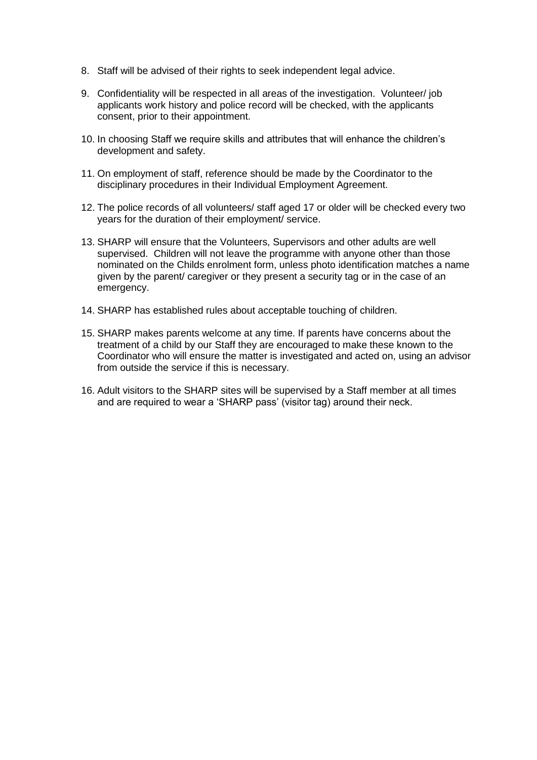8. Staff will be advised of their rights to seek independent legal advice.

9. Confidentiality will be respected in all areas of the investigation. Volunteer/ job applicants work history and police record will be checked, with the applicants consent, prior to their appointment.

10. In choosing Staff we require skills and attributes that will enhance the children's development and safety.

11. On employment of staff, reference should be made by the Coordinator to the disciplinary procedures in their Individual Employment Agreement.

12. The police records of all volunteers/ staff aged 17 or older will be checked every two years for the duration of their employment/ service.

13. SHARP will ensure that the Volunteers, Supervisors and other adults are well supervised. Children will not leave the programme with anyone other than those nominated on the Childs enrolment form, unless photo identification matches a name given by the parent/ caregiver or they present a security tag or in the case of an emergency.

14. SHARP has established rules about acceptable touching of children.

15. SHARP makes parents welcome at any time. If parents have concerns about the treatment of a child by our Staff they are encouraged to make these known to the Coordinator who will ensure the matter is investigated and acted on, using an advisor from outside the service if this is necessary.

16. Adult visitors to the SHARP sites will be supervised by a Staff member at all times and are required to wear a 'SHARP pass' (visitor tag) around their neck.